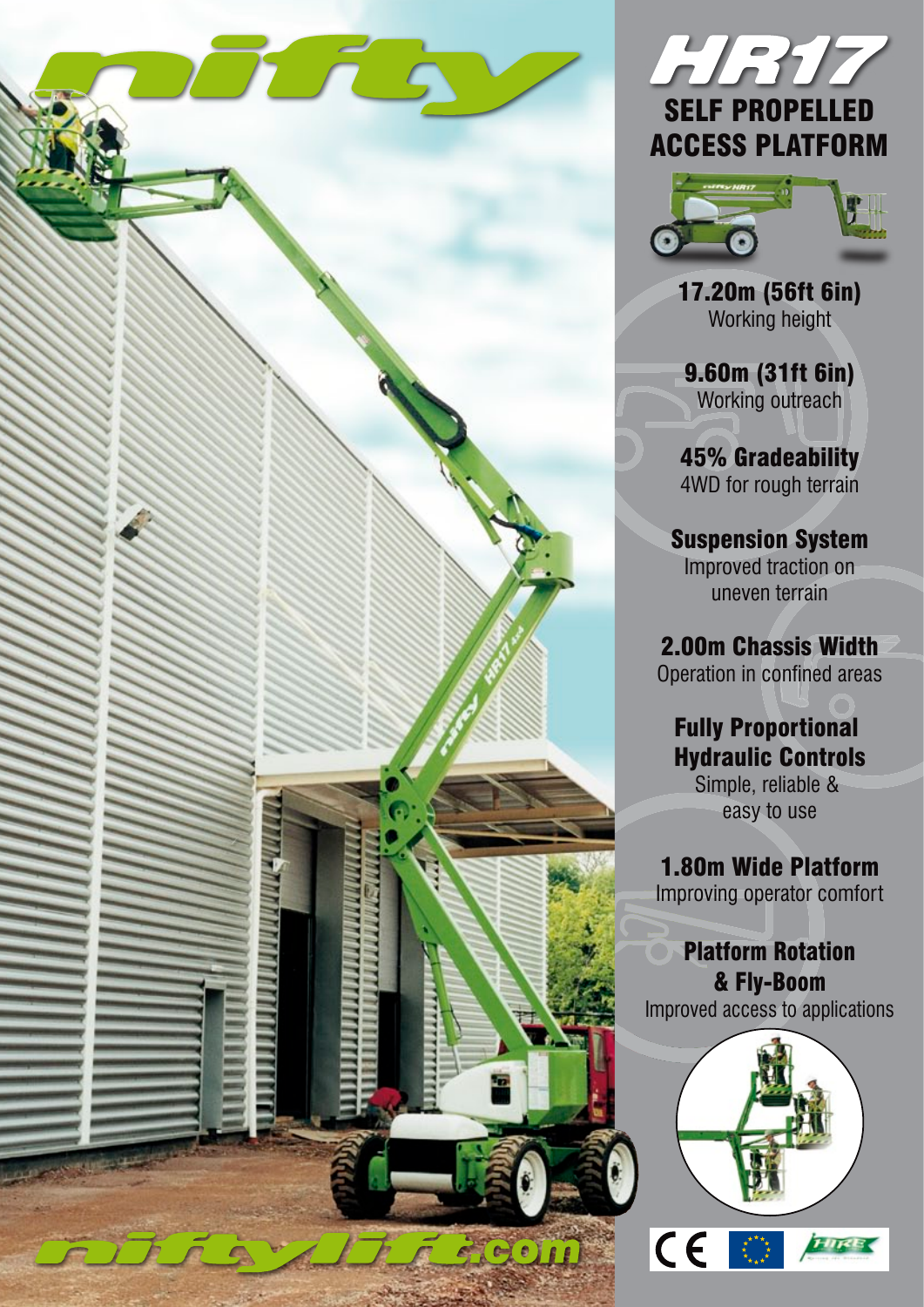# nifty

## HR17

## SELF PROPELLED ACCESS PLATFORM

**17.20m (56ft 6in)**
Working height

**9.60m (31ft 6in)**
Working outreach

**45% Gradeability**
4WD for rough terrain

**Suspension System**
Improved traction on uneven terrain

**2.00m Chassis Width**
Operation in confined areas

**Fully Proportional Hydraulic Controls**
Simple, reliable & easy to use

**1.80m Wide Platform**
Improving operator comfort

**Platform Rotation & Fly-Boom**
Improved access to applications

niftylift.com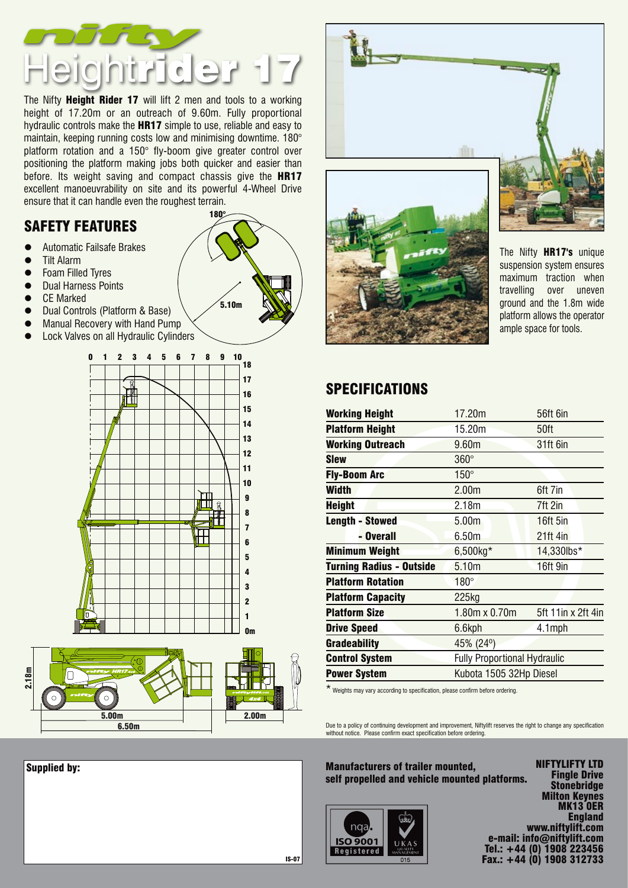# nifty Heightrider 17

The Nifty **Height Rider 17** will lift 2 men and tools to a working height of 17.20m or an outreach of 9.60m. Fully proportional hydraulic controls make the **HR17** simple to use, reliable and easy to maintain, keeping running costs low and minimising downtime. 180° platform rotation and a 150° fly-boom give greater control over positioning the platform making jobs both quicker and easier than before. Its weight saving and compact chassis give the **HR17** excellent manoeuvrability on site and its powerful 4-Wheel Drive ensure that it can handle even the roughest terrain.

## SAFETY FEATURES

- Automatic Failsafe Brakes
- Tilt Alarm
- Foam Filled Tyres
- Dual Harness Points
- CE Marked
- Dual Controls (Platform & Base)
- Manual Recovery with Hand Pump
- Lock Valves on all Hydraulic Cylinders

180°

5.10m

0 1 2 3 4 5 6 7 8 9 10

18 17 16 15 14 13 12 11 10 9 8 7 6 5 4 3 2 1 0m

2.18m

5.00m

6.50m

2.00m

The Nifty **HR17's** unique suspension system ensures maximum traction when travelling over uneven ground and the 1.8m wide platform allows the operator ample space for tools.

## SPECIFICATIONS

| | | |
|---|---|---|
| **Working Height** | 17.20m | 56ft 6in |
| **Platform Height** | 15.20m | 50ft |
| **Working Outreach** | 9.60m | 31ft 6in |
| **Slew** | 360° | |
| **Fly-Boom Arc** | 150° | |
| **Width** | 2.00m | 6ft 7in |
| **Height** | 2.18m | 7ft 2in |
| **Length - Stowed** | 5.00m | 16ft 5in |
| **- Overall** | 6.50m | 21ft 4in |
| **Minimum Weight** | 6,500kg* | 14,330lbs* |
| **Turning Radius - Outside** | 5.10m | 16ft 9in |
| **Platform Rotation** | 180° | |
| **Platform Capacity** | 225kg | |
| **Platform Size** | 1.80m x 0.70m | 5ft 11in x 2ft 4in |
| **Drive Speed** | 6.6kph | 4.1mph |
| **Gradeability** | 45% (24°) | |
| **Control System** | Fully Proportional Hydraulic | |
| **Power System** | Kubota 1505 32Hp Diesel | |

* Weights may vary according to specification, please confirm before ordering.

Due to a policy of continuing development and improvement, Niftylift reserves the right to change any specification without notice. Please confirm exact specification before ordering.

**Supplied by:**

IS-07

**Manufacturers of trailer mounted, self propelled and vehicle mounted platforms.**

nqa. ISO 9001 Registered

UKAS QUALITY MANAGEMENT 015

**NIFTYLIFTY LTD**
**Fingle Drive**
**Stonebridge**
**Milton Keynes**
**MK13 0ER**
**England**
**www.niftylift.com**
**e-mail: info@niftylift.com**
**Tel.: +44 (0) 1908 223456**
**Fax.: +44 (0) 1908 312733**